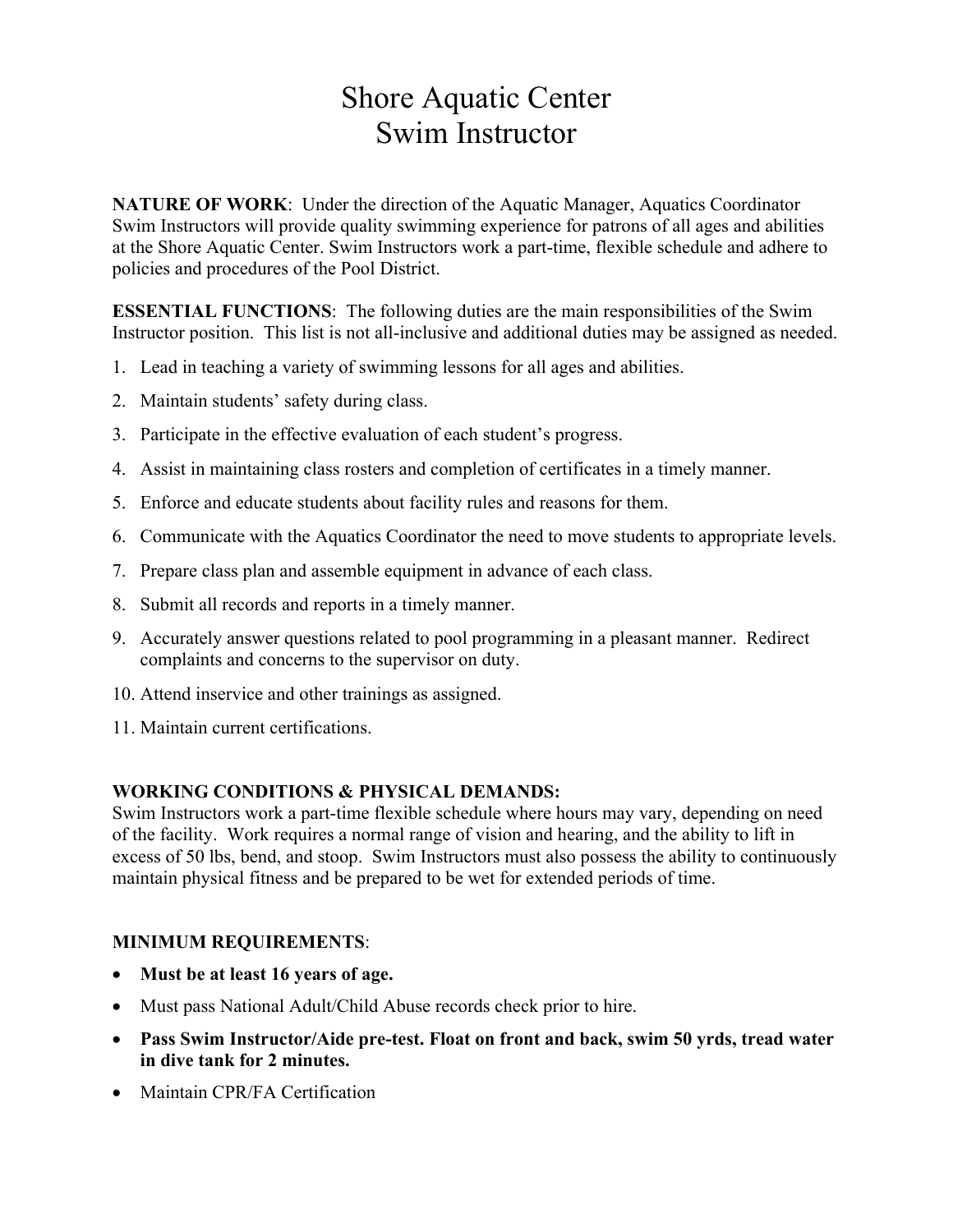# Shore Aquatic Center
# Swim Instructor

**NATURE OF WORK**: Under the direction of the Aquatic Manager, Aquatics Coordinator Swim Instructors will provide quality swimming experience for patrons of all ages and abilities at the Shore Aquatic Center. Swim Instructors work a part-time, flexible schedule and adhere to policies and procedures of the Pool District.

**ESSENTIAL FUNCTIONS**: The following duties are the main responsibilities of the Swim Instructor position. This list is not all-inclusive and additional duties may be assigned as needed.

1. Lead in teaching a variety of swimming lessons for all ages and abilities.
2. Maintain students' safety during class.
3. Participate in the effective evaluation of each student's progress.
4. Assist in maintaining class rosters and completion of certificates in a timely manner.
5. Enforce and educate students about facility rules and reasons for them.
6. Communicate with the Aquatics Coordinator the need to move students to appropriate levels.
7. Prepare class plan and assemble equipment in advance of each class.
8. Submit all records and reports in a timely manner.
9. Accurately answer questions related to pool programming in a pleasant manner. Redirect complaints and concerns to the supervisor on duty.
10. Attend inservice and other trainings as assigned.
11. Maintain current certifications.

**WORKING CONDITIONS & PHYSICAL DEMANDS:**
Swim Instructors work a part-time flexible schedule where hours may vary, depending on need of the facility. Work requires a normal range of vision and hearing, and the ability to lift in excess of 50 lbs, bend, and stoop. Swim Instructors must also possess the ability to continuously maintain physical fitness and be prepared to be wet for extended periods of time.

**MINIMUM REQUIREMENTS**:

- **Must be at least 16 years of age.**
- Must pass National Adult/Child Abuse records check prior to hire.
- **Pass Swim Instructor/Aide pre-test. Float on front and back, swim 50 yrds, tread water in dive tank for 2 minutes.**
- Maintain CPR/FA Certification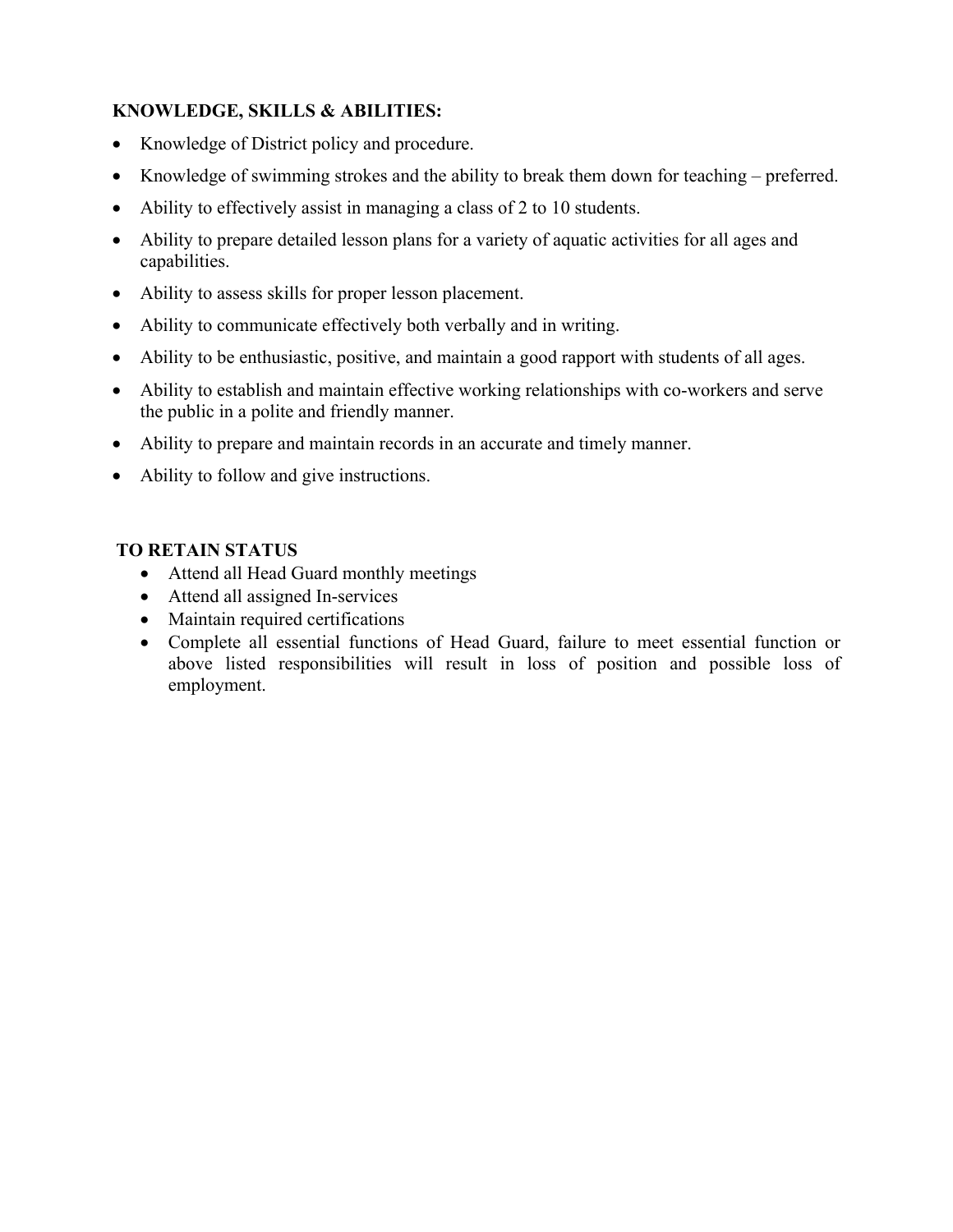**KNOWLEDGE, SKILLS & ABILITIES:**

- Knowledge of District policy and procedure.
- Knowledge of swimming strokes and the ability to break them down for teaching – preferred.
- Ability to effectively assist in managing a class of 2 to 10 students.
- Ability to prepare detailed lesson plans for a variety of aquatic activities for all ages and capabilities.
- Ability to assess skills for proper lesson placement.
- Ability to communicate effectively both verbally and in writing.
- Ability to be enthusiastic, positive, and maintain a good rapport with students of all ages.
- Ability to establish and maintain effective working relationships with co-workers and serve the public in a polite and friendly manner.
- Ability to prepare and maintain records in an accurate and timely manner.
- Ability to follow and give instructions.

**TO RETAIN STATUS**

- Attend all Head Guard monthly meetings
- Attend all assigned In-services
- Maintain required certifications
- Complete all essential functions of Head Guard, failure to meet essential function or above listed responsibilities will result in loss of position and possible loss of employment.